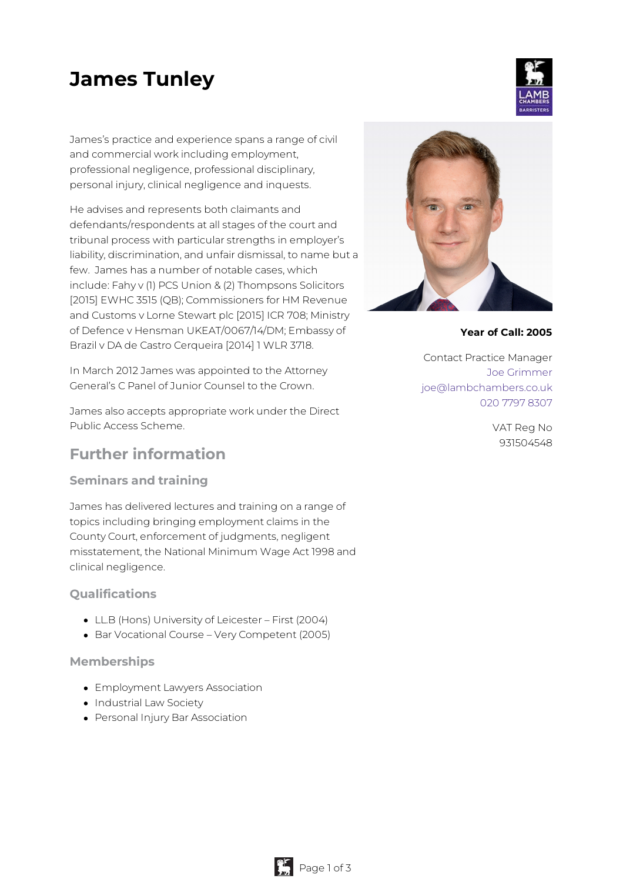# James Tunley

James's practice and experience spans a range of civil and commercial work including employment, professional negligence, professional disciplinary, personal injury, clinical negligence and inquests.

He advises and represents both claimants and defendants/respondents at all stages of the court and tribunal process with particular strengths in employer's liability, discrimination, and unfair dismissal, to name but a few. James has a number of notable cases, which include: Fahy v (1) PCS Union & (2) Thompsons Solicitors [2015] EWHC 3515 (QB); Commissioners for HM Revenue and Customs v Lorne Stewart plc [2015] ICR 708; Ministry of Defence v Hensman UKEAT/0067/14/DM; Embassy of Brazil v DA de Castro Cerqueira [2014] 1 WLR 3718.

In March 2012 James was appointed to the Attorney General's C Panel of Junior Counsel to the Crown.

James also accepts appropriate work under the Direct Public Access Scheme.

**Year of Call: 2005**

Contact Practice Manager
Joe Grimmer
joe@lambchambers.co.uk
020 7797 8307

VAT Reg No
931504548

## Further information

### Seminars and training

James has delivered lectures and training on a range of topics including bringing employment claims in the County Court, enforcement of judgments, negligent misstatement, the National Minimum Wage Act 1998 and clinical negligence.

### Qualifications

- LLB (Hons) University of Leicester – First (2004)
- Bar Vocational Course – Very Competent (2005)

### Memberships

- Employment Lawyers Association
- Industrial Law Society
- Personal Injury Bar Association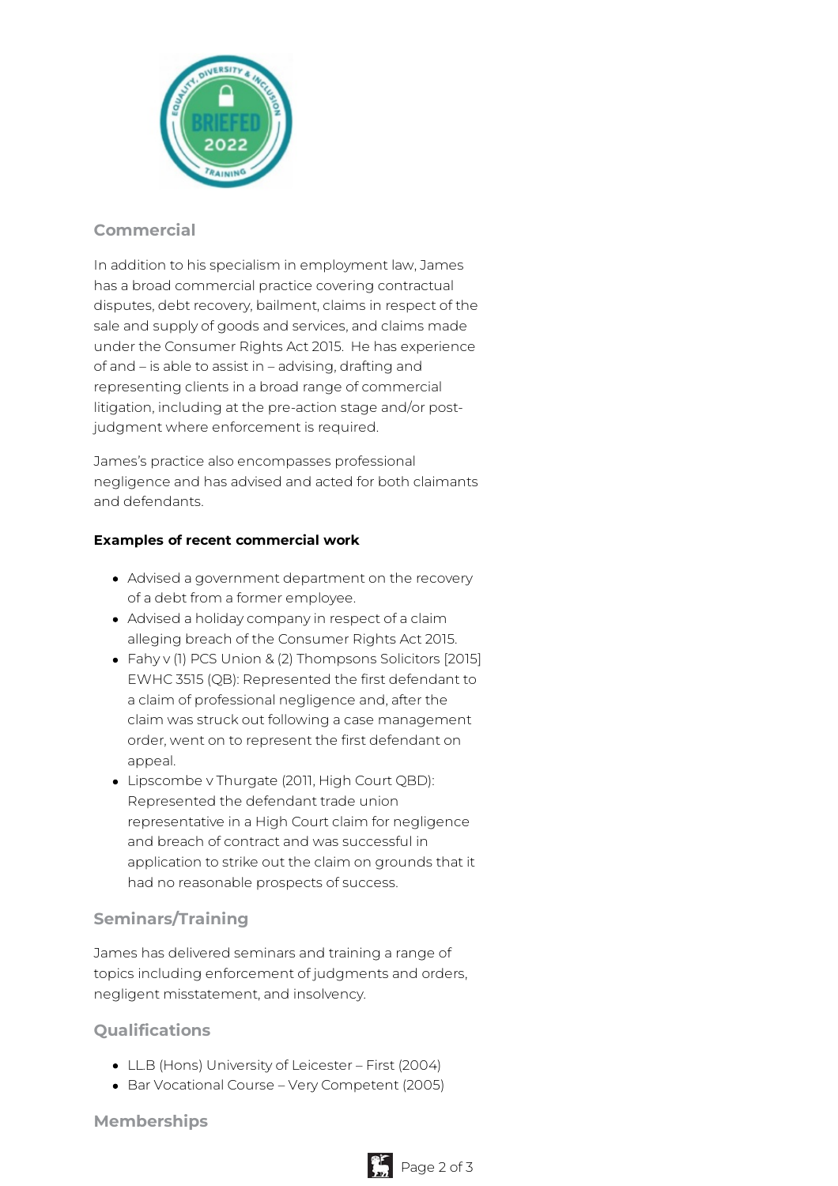## Commercial

In addition to his specialism in employment law, James has a broad commercial practice covering contractual disputes, debt recovery, bailment, claims in respect of the sale and supply of goods and services, and claims made under the Consumer Rights Act 2015. He has experience of and – is able to assist in – advising, drafting and representing clients in a broad range of commercial litigation, including at the pre-action stage and/or post-judgment where enforcement is required.

James's practice also encompasses professional negligence and has advised and acted for both claimants and defendants.

**Examples of recent commercial work**

- Advised a government department on the recovery of a debt from a former employee.
- Advised a holiday company in respect of a claim alleging breach of the Consumer Rights Act 2015.
- Fahy v (1) PCS Union & (2) Thompsons Solicitors [2015] EWHC 3515 (QB): Represented the first defendant to a claim of professional negligence and, after the claim was struck out following a case management order, went on to represent the first defendant on appeal.
- Lipscombe v Thurgate (2011, High Court QBD): Represented the defendant trade union representative in a High Court claim for negligence and breach of contract and was successful in application to strike out the claim on grounds that it had no reasonable prospects of success.

## Seminars/Training

James has delivered seminars and training a range of topics including enforcement of judgments and orders, negligent misstatement, and insolvency.

## Qualifications

- LL.B (Hons) University of Leicester – First (2004)
- Bar Vocational Course – Very Competent (2005)

## Memberships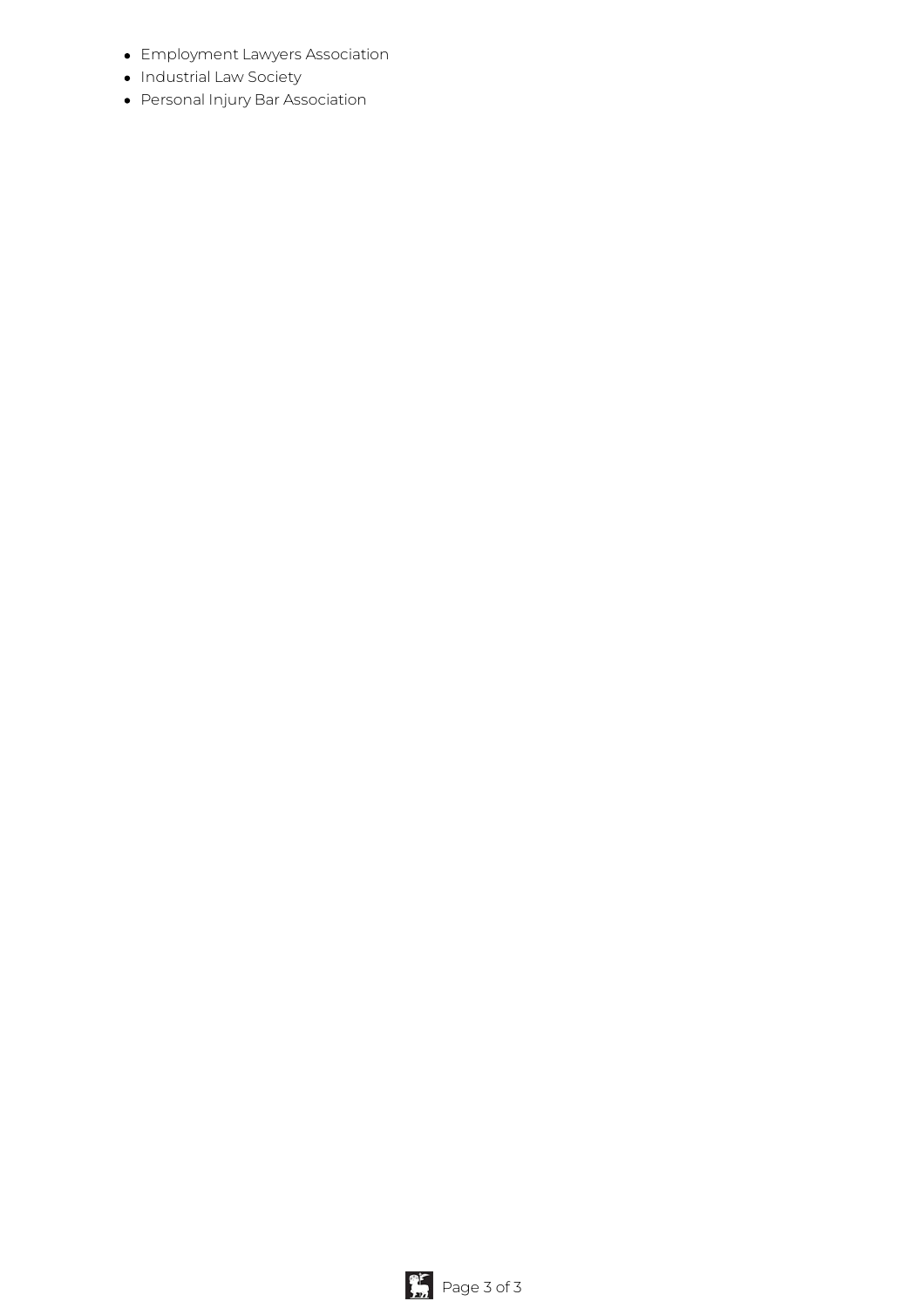- Employment Lawyers Association
- Industrial Law Society
- Personal Injury Bar Association